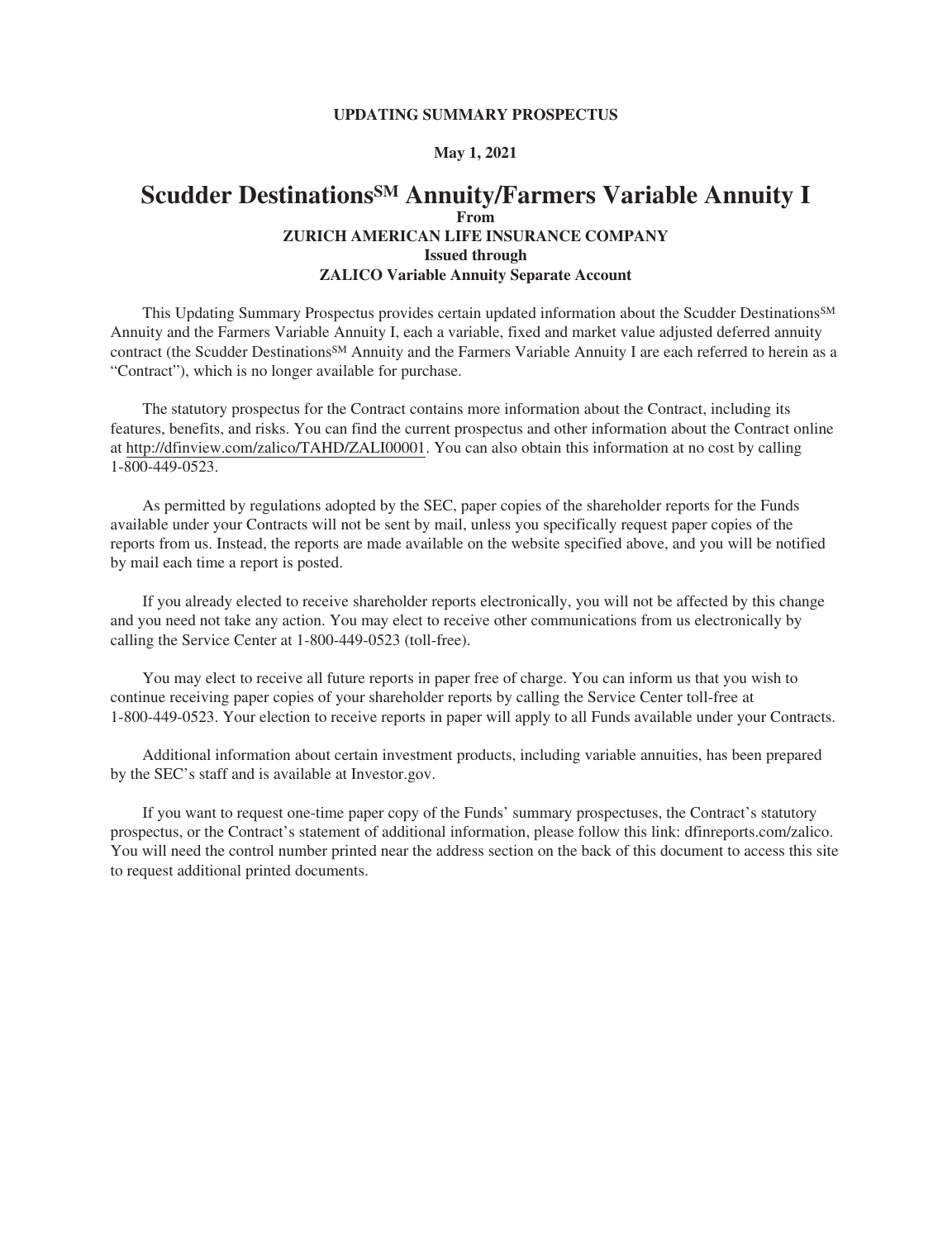**UPDATING SUMMARY PROSPECTUS**

**May 1, 2021**

# Scudder Destinations℠ Annuity/Farmers Variable Annuity I

**From**

**ZURICH AMERICAN LIFE INSURANCE COMPANY**

**Issued through**

**ZALICO Variable Annuity Separate Account**

This Updating Summary Prospectus provides certain updated information about the Scudder Destinations℠ Annuity and the Farmers Variable Annuity I, each a variable, fixed and market value adjusted deferred annuity contract (the Scudder Destinations℠ Annuity and the Farmers Variable Annuity I are each referred to herein as a "Contract"), which is no longer available for purchase.

The statutory prospectus for the Contract contains more information about the Contract, including its features, benefits, and risks. You can find the current prospectus and other information about the Contract online at http://dfinview.com/zalico/TAHD/ZALI00001. You can also obtain this information at no cost by calling 1-800-449-0523.

As permitted by regulations adopted by the SEC, paper copies of the shareholder reports for the Funds available under your Contracts will not be sent by mail, unless you specifically request paper copies of the reports from us. Instead, the reports are made available on the website specified above, and you will be notified by mail each time a report is posted.

If you already elected to receive shareholder reports electronically, you will not be affected by this change and you need not take any action. You may elect to receive other communications from us electronically by calling the Service Center at 1-800-449-0523 (toll-free).

You may elect to receive all future reports in paper free of charge. You can inform us that you wish to continue receiving paper copies of your shareholder reports by calling the Service Center toll-free at 1-800-449-0523. Your election to receive reports in paper will apply to all Funds available under your Contracts.

Additional information about certain investment products, including variable annuities, has been prepared by the SEC's staff and is available at Investor.gov.

If you want to request one-time paper copy of the Funds' summary prospectuses, the Contract's statutory prospectus, or the Contract's statement of additional information, please follow this link: dfinreports.com/zalico. You will need the control number printed near the address section on the back of this document to access this site to request additional printed documents.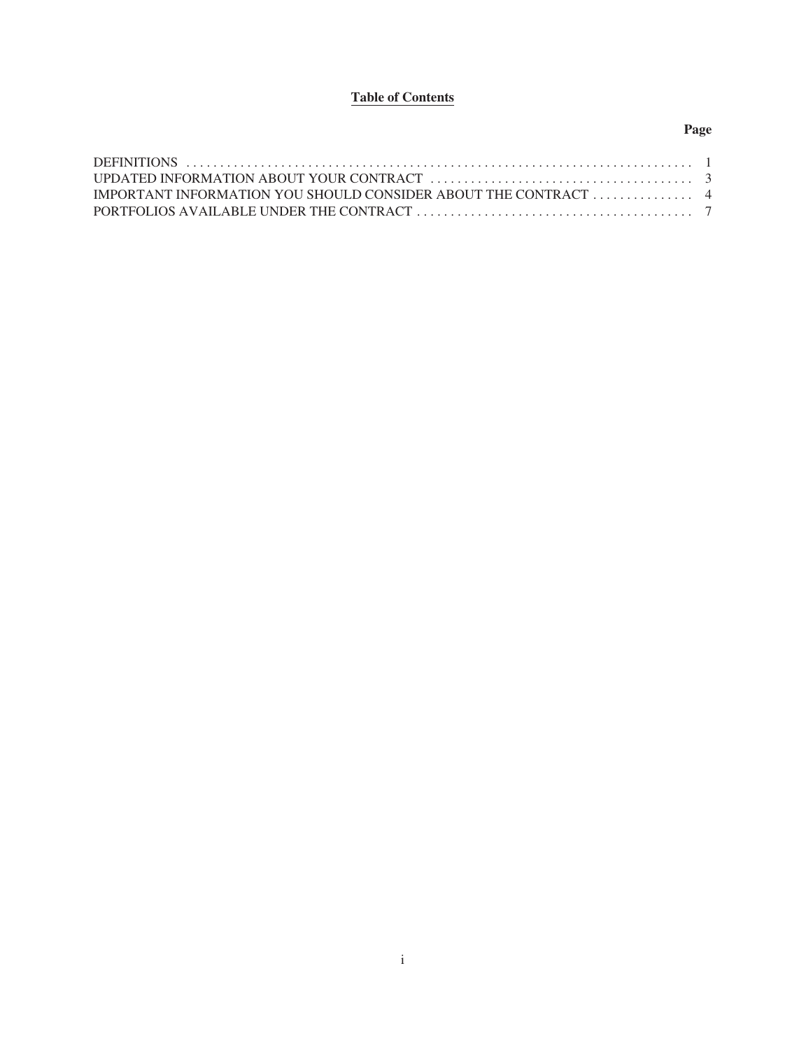## Table of Contents

| | Page |
|---|---|
| DEFINITIONS | 1 |
| UPDATED INFORMATION ABOUT YOUR CONTRACT | 3 |
| IMPORTANT INFORMATION YOU SHOULD CONSIDER ABOUT THE CONTRACT | 4 |
| PORTFOLIOS AVAILABLE UNDER THE CONTRACT | 7 |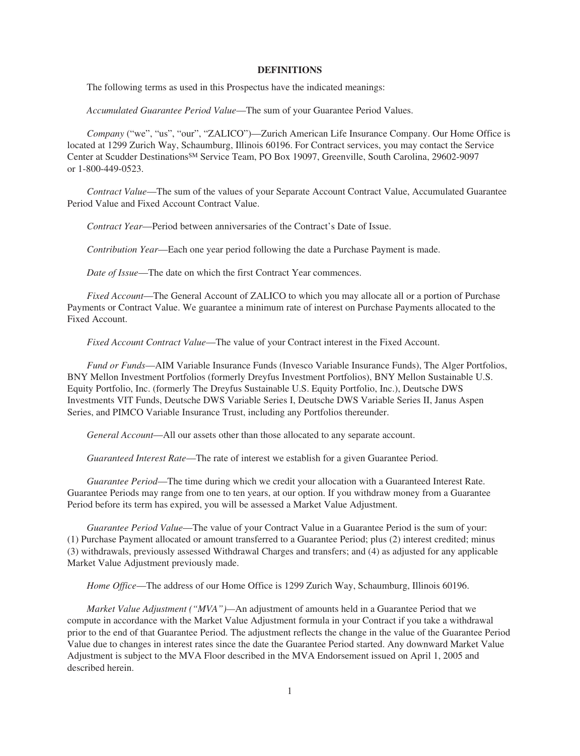## DEFINITIONS

The following terms as used in this Prospectus have the indicated meanings:

*Accumulated Guarantee Period Value*—The sum of your Guarantee Period Values.

*Company* ("we", "us", "our", "ZALICO")—Zurich American Life Insurance Company. Our Home Office is located at 1299 Zurich Way, Schaumburg, Illinois 60196. For Contract services, you may contact the Service Center at Scudder Destinations[SM] Service Team, PO Box 19097, Greenville, South Carolina, 29602-9097 or 1-800-449-0523.

*Contract Value*—The sum of the values of your Separate Account Contract Value, Accumulated Guarantee Period Value and Fixed Account Contract Value.

*Contract Year*—Period between anniversaries of the Contract's Date of Issue.

*Contribution Year*—Each one year period following the date a Purchase Payment is made.

*Date of Issue*—The date on which the first Contract Year commences.

*Fixed Account*—The General Account of ZALICO to which you may allocate all or a portion of Purchase Payments or Contract Value. We guarantee a minimum rate of interest on Purchase Payments allocated to the Fixed Account.

*Fixed Account Contract Value*—The value of your Contract interest in the Fixed Account.

*Fund or Funds*—AIM Variable Insurance Funds (Invesco Variable Insurance Funds), The Alger Portfolios, BNY Mellon Investment Portfolios (formerly Dreyfus Investment Portfolios), BNY Mellon Sustainable U.S. Equity Portfolio, Inc. (formerly The Dreyfus Sustainable U.S. Equity Portfolio, Inc.), Deutsche DWS Investments VIT Funds, Deutsche DWS Variable Series I, Deutsche DWS Variable Series II, Janus Aspen Series, and PIMCO Variable Insurance Trust, including any Portfolios thereunder.

*General Account*—All our assets other than those allocated to any separate account.

*Guaranteed Interest Rate*—The rate of interest we establish for a given Guarantee Period.

*Guarantee Period*—The time during which we credit your allocation with a Guaranteed Interest Rate. Guarantee Periods may range from one to ten years, at our option. If you withdraw money from a Guarantee Period before its term has expired, you will be assessed a Market Value Adjustment.

*Guarantee Period Value*—The value of your Contract Value in a Guarantee Period is the sum of your: (1) Purchase Payment allocated or amount transferred to a Guarantee Period; plus (2) interest credited; minus (3) withdrawals, previously assessed Withdrawal Charges and transfers; and (4) as adjusted for any applicable Market Value Adjustment previously made.

*Home Office*—The address of our Home Office is 1299 Zurich Way, Schaumburg, Illinois 60196.

*Market Value Adjustment ("MVA")*—An adjustment of amounts held in a Guarantee Period that we compute in accordance with the Market Value Adjustment formula in your Contract if you take a withdrawal prior to the end of that Guarantee Period. The adjustment reflects the change in the value of the Guarantee Period Value due to changes in interest rates since the date the Guarantee Period started. Any downward Market Value Adjustment is subject to the MVA Floor described in the MVA Endorsement issued on April 1, 2005 and described herein.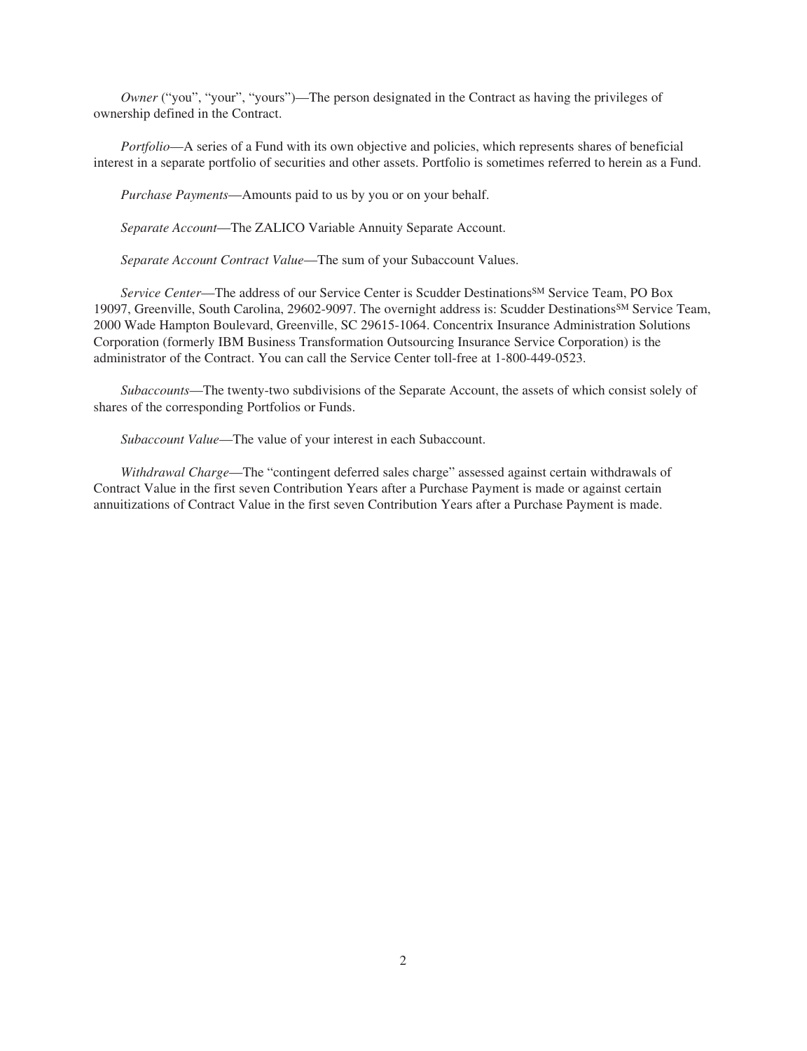*Owner* (“you”, “your”, “yours”)—The person designated in the Contract as having the privileges of ownership defined in the Contract.

*Portfolio*—A series of a Fund with its own objective and policies, which represents shares of beneficial interest in a separate portfolio of securities and other assets. Portfolio is sometimes referred to herein as a Fund.

*Purchase Payments*—Amounts paid to us by you or on your behalf.

*Separate Account*—The ZALICO Variable Annuity Separate Account.

*Separate Account Contract Value*—The sum of your Subaccount Values.

*Service Center*—The address of our Service Center is Scudder Destinations℠ Service Team, PO Box 19097, Greenville, South Carolina, 29602-9097. The overnight address is: Scudder Destinations℠ Service Team, 2000 Wade Hampton Boulevard, Greenville, SC 29615-1064. Concentrix Insurance Administration Solutions Corporation (formerly IBM Business Transformation Outsourcing Insurance Service Corporation) is the administrator of the Contract. You can call the Service Center toll-free at 1-800-449-0523.

*Subaccounts*—The twenty-two subdivisions of the Separate Account, the assets of which consist solely of shares of the corresponding Portfolios or Funds.

*Subaccount Value*—The value of your interest in each Subaccount.

*Withdrawal Charge*—The “contingent deferred sales charge” assessed against certain withdrawals of Contract Value in the first seven Contribution Years after a Purchase Payment is made or against certain annuitizations of Contract Value in the first seven Contribution Years after a Purchase Payment is made.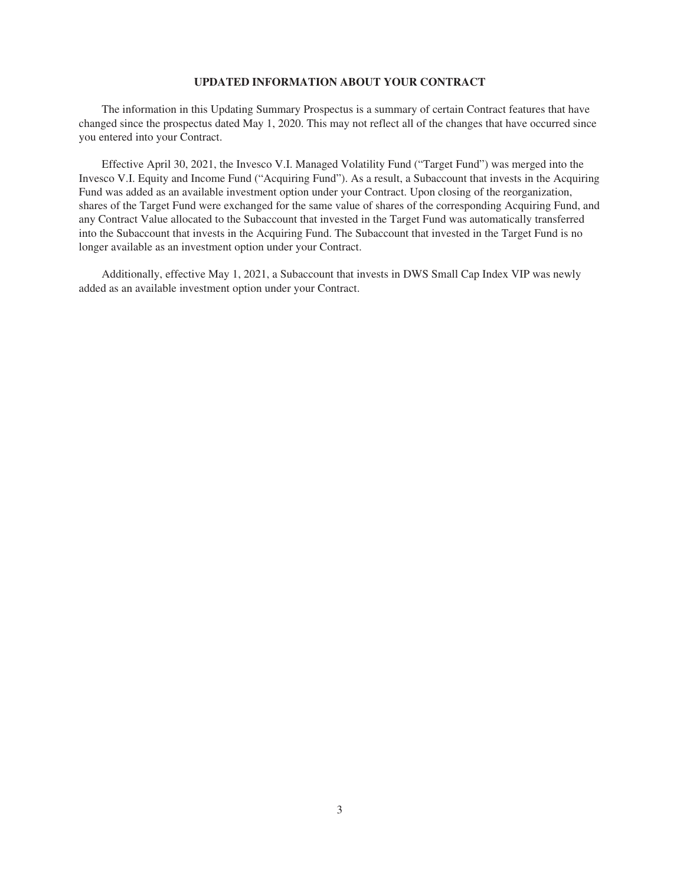## UPDATED INFORMATION ABOUT YOUR CONTRACT

The information in this Updating Summary Prospectus is a summary of certain Contract features that have changed since the prospectus dated May 1, 2020. This may not reflect all of the changes that have occurred since you entered into your Contract.

Effective April 30, 2021, the Invesco V.I. Managed Volatility Fund ("Target Fund") was merged into the Invesco V.I. Equity and Income Fund ("Acquiring Fund"). As a result, a Subaccount that invests in the Acquiring Fund was added as an available investment option under your Contract. Upon closing of the reorganization, shares of the Target Fund were exchanged for the same value of shares of the corresponding Acquiring Fund, and any Contract Value allocated to the Subaccount that invested in the Target Fund was automatically transferred into the Subaccount that invests in the Acquiring Fund. The Subaccount that invested in the Target Fund is no longer available as an investment option under your Contract.

Additionally, effective May 1, 2021, a Subaccount that invests in DWS Small Cap Index VIP was newly added as an available investment option under your Contract.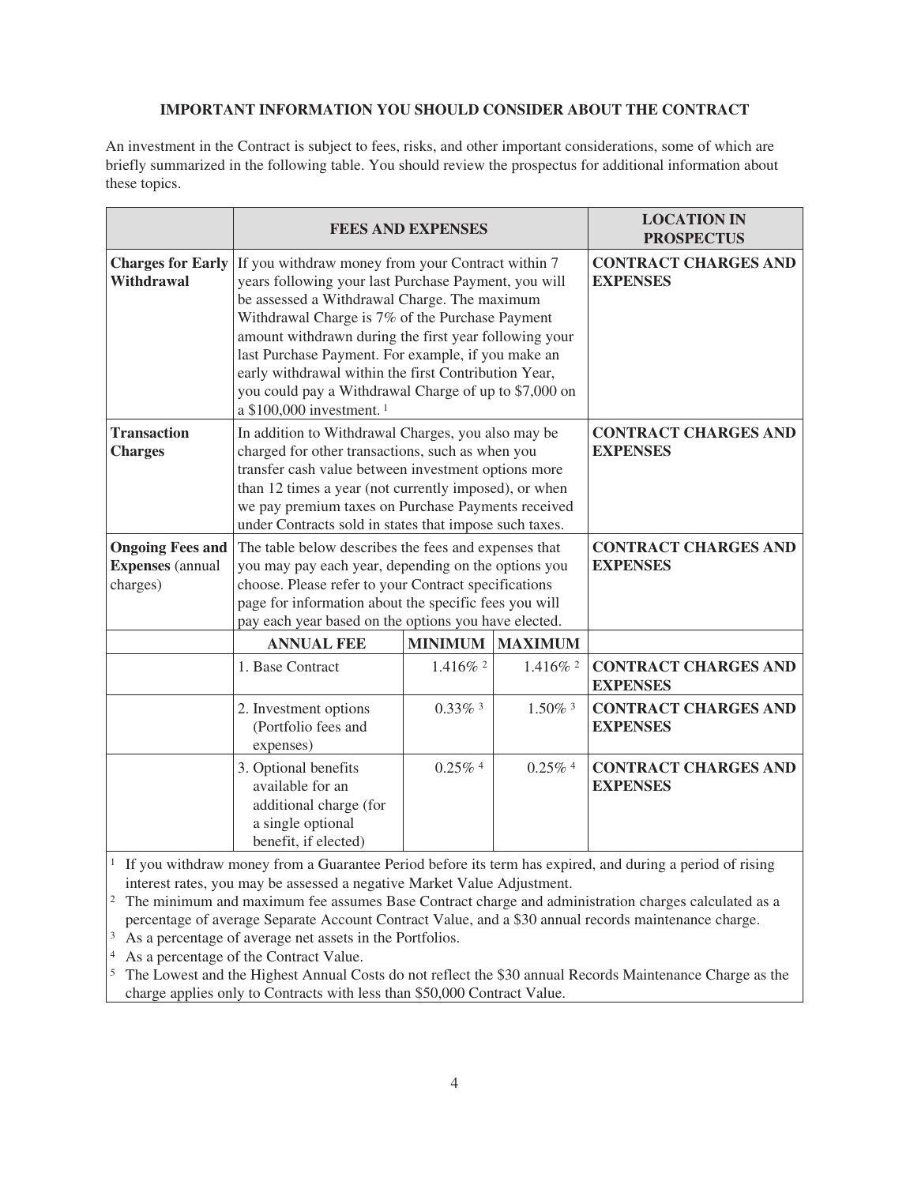**IMPORTANT INFORMATION YOU SHOULD CONSIDER ABOUT THE CONTRACT**

An investment in the Contract is subject to fees, risks, and other important considerations, some of which are briefly summarized in the following table. You should review the prospectus for additional information about these topics.

| | **FEES AND EXPENSES** | | | **LOCATION IN PROSPECTUS** |
|---|---|---|---|---|
| **Charges for Early Withdrawal** | If you withdraw money from your Contract within 7 years following your last Purchase Payment, you will be assessed a Withdrawal Charge. The maximum Withdrawal Charge is 7% of the Purchase Payment amount withdrawn during the first year following your last Purchase Payment. For example, if you make an early withdrawal within the first Contribution Year, you could pay a Withdrawal Charge of up to $7,000 on a $100,000 investment. [1] | | | **CONTRACT CHARGES AND EXPENSES** |
| **Transaction Charges** | In addition to Withdrawal Charges, you also may be charged for other transactions, such as when you transfer cash value between investment options more than 12 times a year (not currently imposed), or when we pay premium taxes on Purchase Payments received under Contracts sold in states that impose such taxes. | | | **CONTRACT CHARGES AND EXPENSES** |
| **Ongoing Fees and Expenses** (annual charges) | The table below describes the fees and expenses that you may pay each year, depending on the options you choose. Please refer to your Contract specifications page for information about the specific fees you will pay each year based on the options you have elected. | | | **CONTRACT CHARGES AND EXPENSES** |
| | **ANNUAL FEE** | **MINIMUM** | **MAXIMUM** | |
| | 1. Base Contract | 1.416% [2] | 1.416% [2] | **CONTRACT CHARGES AND EXPENSES** |
| | 2. Investment options (Portfolio fees and expenses) | 0.33% [3] | 1.50% [3] | **CONTRACT CHARGES AND EXPENSES** |
| | 3. Optional benefits available for an additional charge (for a single optional benefit, if elected) | 0.25% [4] | 0.25% [4] | **CONTRACT CHARGES AND EXPENSES** |

[1] If you withdraw money from a Guarantee Period before its term has expired, and during a period of rising interest rates, you may be assessed a negative Market Value Adjustment.

[2] The minimum and maximum fee assumes Base Contract charge and administration charges calculated as a percentage of average Separate Account Contract Value, and a $30 annual records maintenance charge.

[3] As a percentage of average net assets in the Portfolios.

[4] As a percentage of the Contract Value.

[5] The Lowest and the Highest Annual Costs do not reflect the $30 annual Records Maintenance Charge as the charge applies only to Contracts with less than $50,000 Contract Value.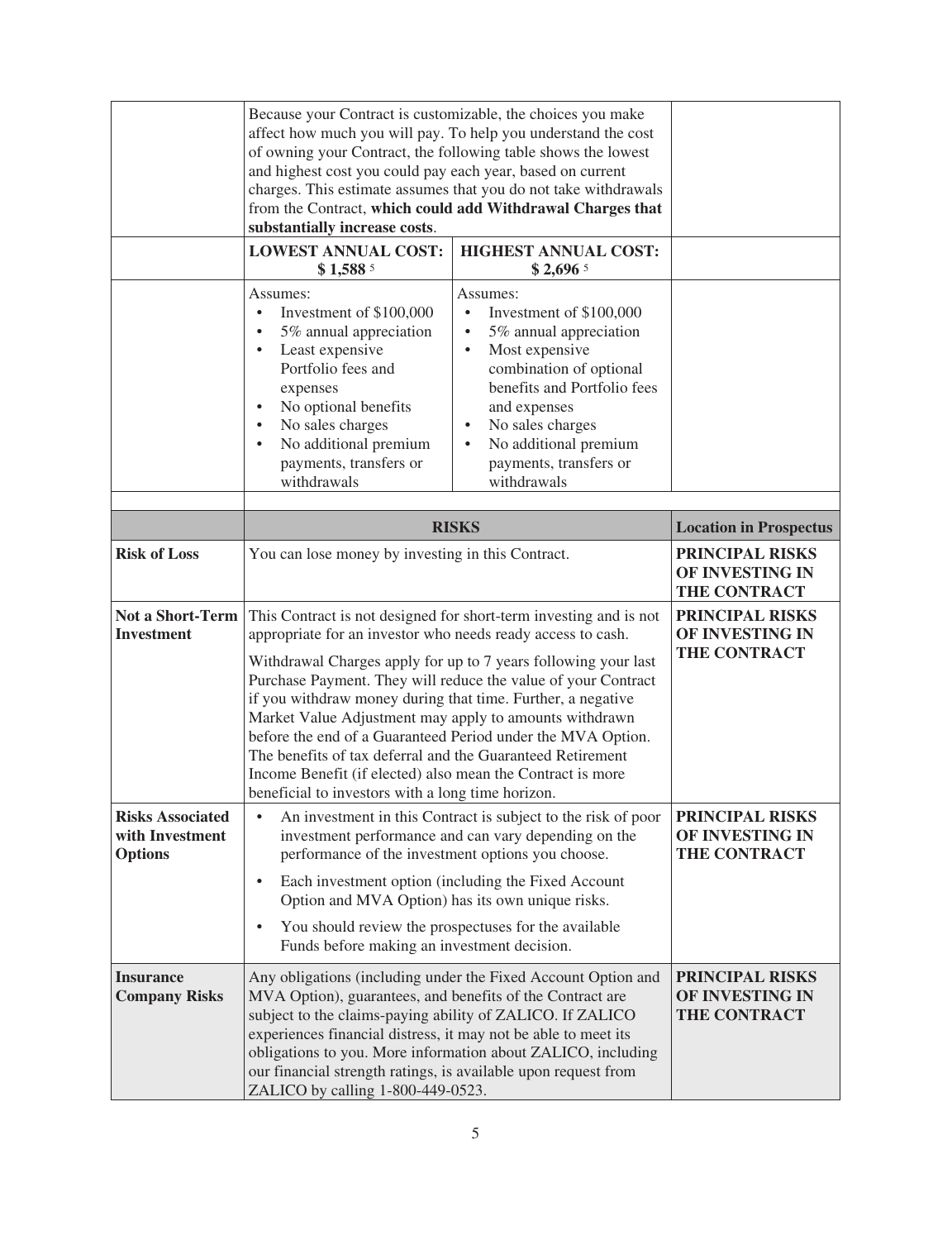| | | | |
|---|---|---|---|
| | Because your Contract is customizable, the choices you make affect how much you will pay. To help you understand the cost of owning your Contract, the following table shows the lowest and highest cost you could pay each year, based on current charges. This estimate assumes that you do not take withdrawals from the Contract, **which could add Withdrawal Charges that substantially increase costs**. | | |
| | **LOWEST ANNUAL COST: $ 1,588** [5] | **HIGHEST ANNUAL COST: $ 2,696** [5] | |
| | Assumes:<br>• Investment of $100,000<br>• 5% annual appreciation<br>• Least expensive Portfolio fees and expenses<br>• No optional benefits<br>• No sales charges<br>• No additional premium payments, transfers or withdrawals | Assumes:<br>• Investment of $100,000<br>• 5% annual appreciation<br>• Most expensive combination of optional benefits and Portfolio fees and expenses<br>• No sales charges<br>• No additional premium payments, transfers or withdrawals | |

| | **RISKS** | **Location in Prospectus** |
|---|---|---|
| **Risk of Loss** | You can lose money by investing in this Contract. | **PRINCIPAL RISKS OF INVESTING IN THE CONTRACT** |
| **Not a Short-Term Investment** | This Contract is not designed for short-term investing and is not appropriate for an investor who needs ready access to cash.<br><br>Withdrawal Charges apply for up to 7 years following your last Purchase Payment. They will reduce the value of your Contract if you withdraw money during that time. Further, a negative Market Value Adjustment may apply to amounts withdrawn before the end of a Guaranteed Period under the MVA Option. The benefits of tax deferral and the Guaranteed Retirement Income Benefit (if elected) also mean the Contract is more beneficial to investors with a long time horizon. | **PRINCIPAL RISKS OF INVESTING IN THE CONTRACT** |
| **Risks Associated with Investment Options** | • An investment in this Contract is subject to the risk of poor investment performance and can vary depending on the performance of the investment options you choose.<br>• Each investment option (including the Fixed Account Option and MVA Option) has its own unique risks.<br>• You should review the prospectuses for the available Funds before making an investment decision. | **PRINCIPAL RISKS OF INVESTING IN THE CONTRACT** |
| **Insurance Company Risks** | Any obligations (including under the Fixed Account Option and MVA Option), guarantees, and benefits of the Contract are subject to the claims-paying ability of ZALICO. If ZALICO experiences financial distress, it may not be able to meet its obligations to you. More information about ZALICO, including our financial strength ratings, is available upon request from ZALICO by calling 1-800-449-0523. | **PRINCIPAL RISKS OF INVESTING IN THE CONTRACT** |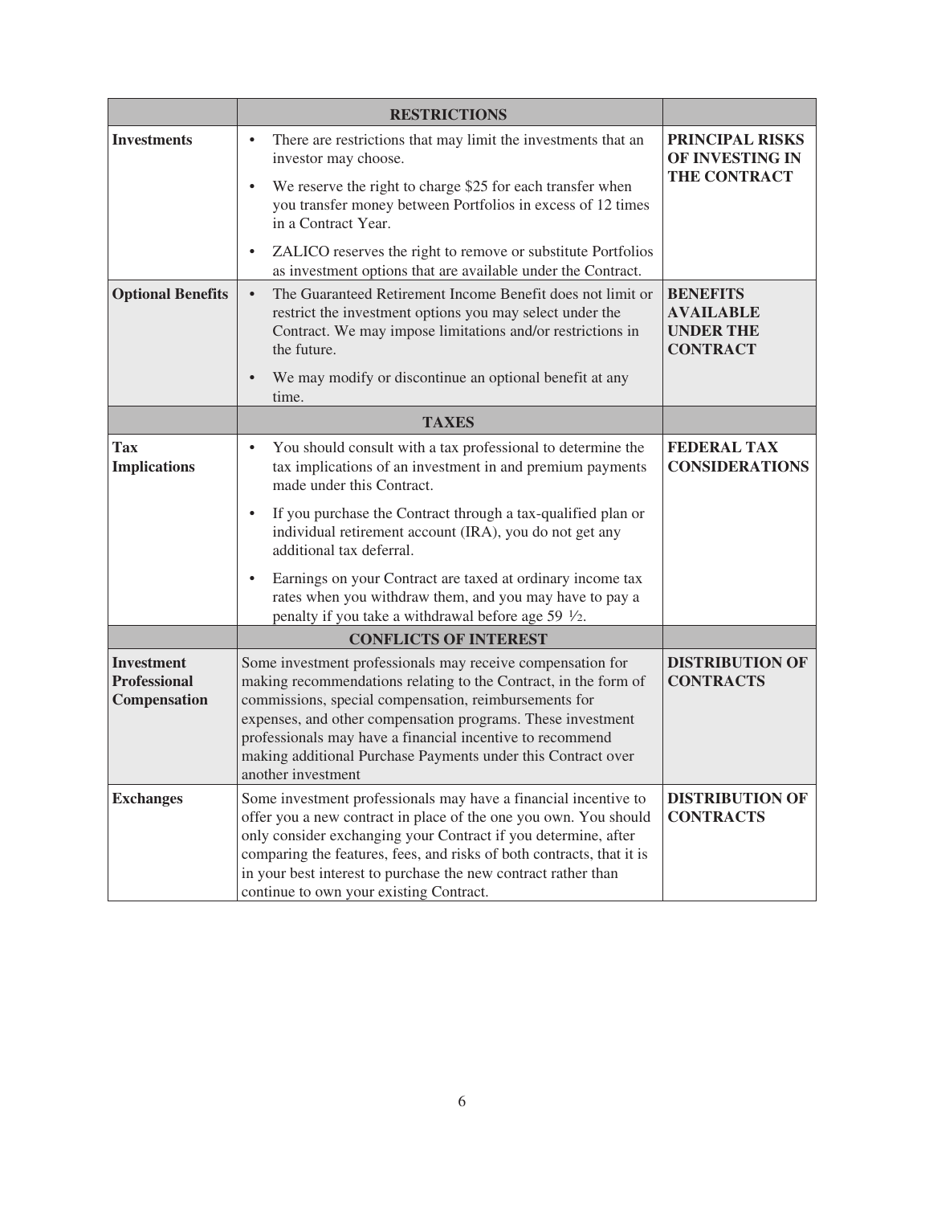| | **RESTRICTIONS** | |
|---|---|---|
| **Investments** | • There are restrictions that may limit the investments that an investor may choose.<br>• We reserve the right to charge $25 for each transfer when you transfer money between Portfolios in excess of 12 times in a Contract Year.<br>• ZALICO reserves the right to remove or substitute Portfolios as investment options that are available under the Contract. | **PRINCIPAL RISKS OF INVESTING IN THE CONTRACT** |
| **Optional Benefits** | • The Guaranteed Retirement Income Benefit does not limit or restrict the investment options you may select under the Contract. We may impose limitations and/or restrictions in the future.<br>• We may modify or discontinue an optional benefit at any time. | **BENEFITS AVAILABLE UNDER THE CONTRACT** |
| | **TAXES** | |
| **Tax Implications** | • You should consult with a tax professional to determine the tax implications of an investment in and premium payments made under this Contract.<br>• If you purchase the Contract through a tax-qualified plan or individual retirement account (IRA), you do not get any additional tax deferral.<br>• Earnings on your Contract are taxed at ordinary income tax rates when you withdraw them, and you may have to pay a penalty if you take a withdrawal before age 59 ½. | **FEDERAL TAX CONSIDERATIONS** |
| | **CONFLICTS OF INTEREST** | |
| **Investment Professional Compensation** | Some investment professionals may receive compensation for making recommendations relating to the Contract, in the form of commissions, special compensation, reimbursements for expenses, and other compensation programs. These investment professionals may have a financial incentive to recommend making additional Purchase Payments under this Contract over another investment | **DISTRIBUTION OF CONTRACTS** |
| **Exchanges** | Some investment professionals may have a financial incentive to offer you a new contract in place of the one you own. You should only consider exchanging your Contract if you determine, after comparing the features, fees, and risks of both contracts, that it is in your best interest to purchase the new contract rather than continue to own your existing Contract. | **DISTRIBUTION OF CONTRACTS** |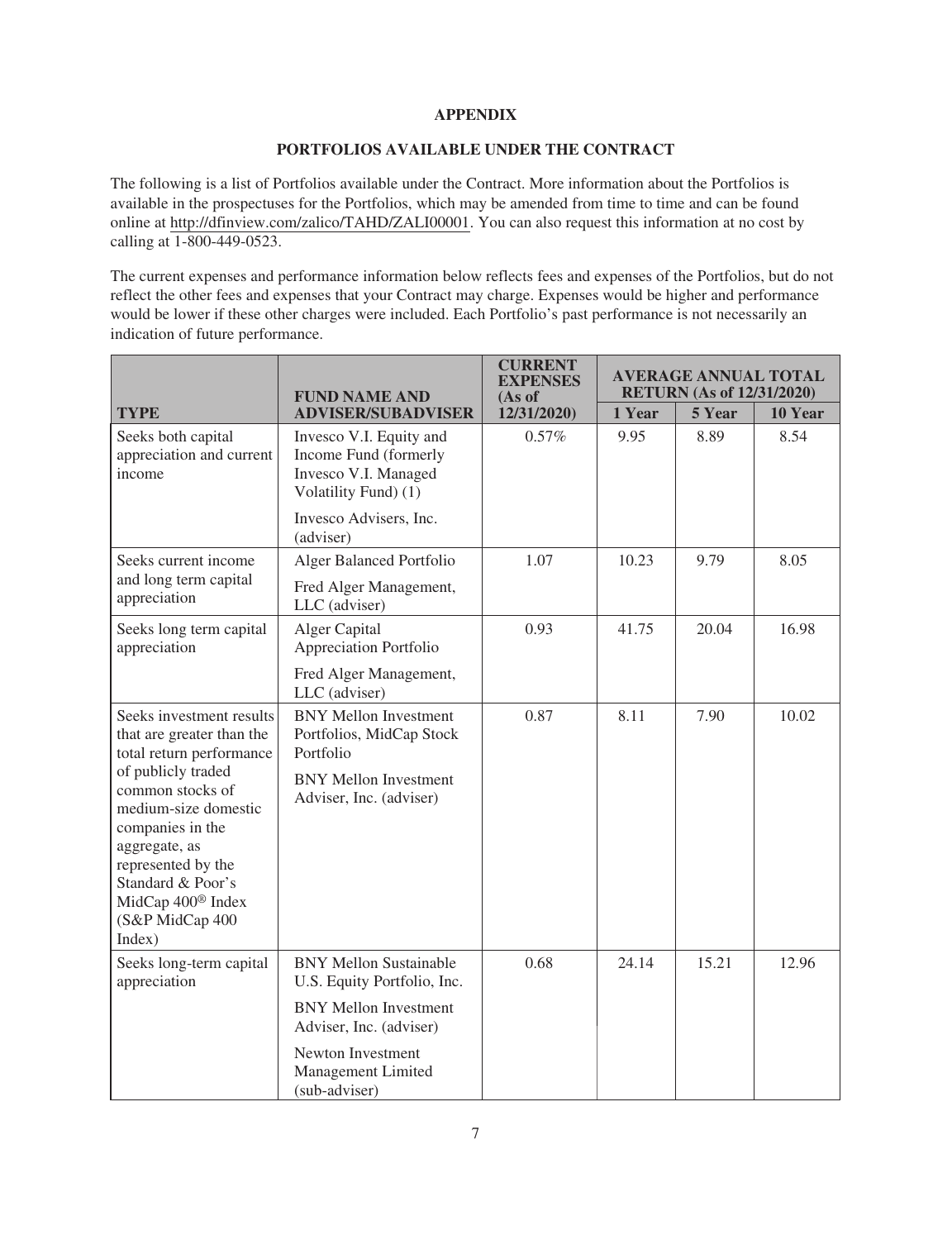## APPENDIX

## PORTFOLIOS AVAILABLE UNDER THE CONTRACT

The following is a list of Portfolios available under the Contract. More information about the Portfolios is available in the prospectuses for the Portfolios, which may be amended from time to time and can be found online at http://dfinview.com/zalico/TAHD/ZALI00001. You can also request this information at no cost by calling at 1-800-449-0523.

The current expenses and performance information below reflects fees and expenses of the Portfolios, but do not reflect the other fees and expenses that your Contract may charge. Expenses would be higher and performance would be lower if these other charges were included. Each Portfolio's past performance is not necessarily an indication of future performance.

| TYPE | FUND NAME AND ADVISER/SUBADVISER | CURRENT EXPENSES (As of 12/31/2020) | AVERAGE ANNUAL TOTAL RETURN (As of 12/31/2020) | | |
|---|---|---|---|---|---|
| | | | 1 Year | 5 Year | 10 Year |
| Seeks both capital appreciation and current income | Invesco V.I. Equity and Income Fund (formerly Invesco V.I. Managed Volatility Fund) (1)<br>Invesco Advisers, Inc. (adviser) | 0.57% | 9.95 | 8.89 | 8.54 |
| Seeks current income and long term capital appreciation | Alger Balanced Portfolio<br>Fred Alger Management, LLC (adviser) | 1.07 | 10.23 | 9.79 | 8.05 |
| Seeks long term capital appreciation | Alger Capital Appreciation Portfolio<br>Fred Alger Management, LLC (adviser) | 0.93 | 41.75 | 20.04 | 16.98 |
| Seeks investment results that are greater than the total return performance of publicly traded common stocks of medium-size domestic companies in the aggregate, as represented by the Standard & Poor's MidCap 400® Index (S&P MidCap 400 Index) | BNY Mellon Investment Portfolios, MidCap Stock Portfolio<br>BNY Mellon Investment Adviser, Inc. (adviser) | 0.87 | 8.11 | 7.90 | 10.02 |
| Seeks long-term capital appreciation | BNY Mellon Sustainable U.S. Equity Portfolio, Inc.<br>BNY Mellon Investment Adviser, Inc. (adviser)<br>Newton Investment Management Limited (sub-adviser) | 0.68 | 24.14 | 15.21 | 12.96 |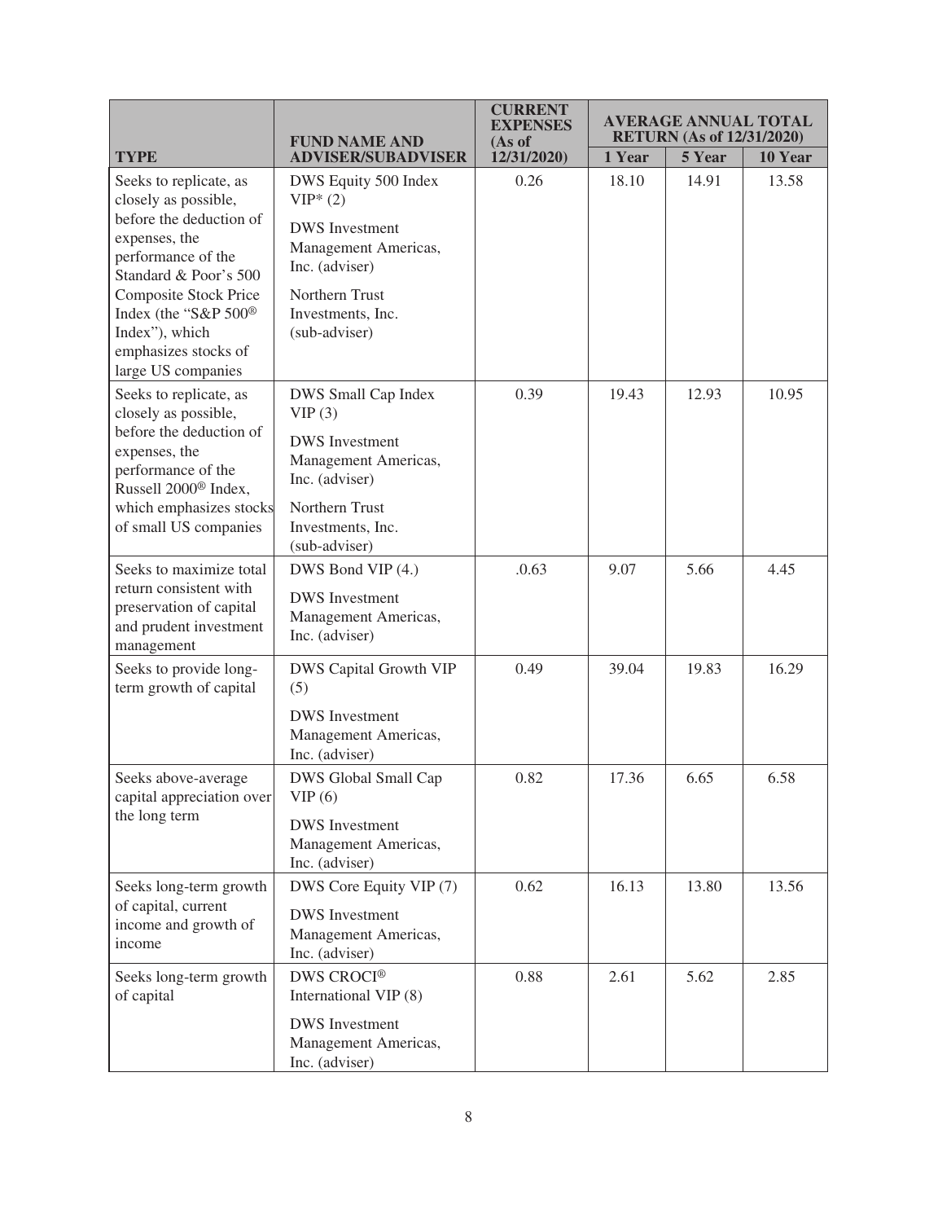| TYPE | FUND NAME AND ADVISER/SUBADVISER | CURRENT EXPENSES (As of 12/31/2020) | AVERAGE ANNUAL TOTAL RETURN (As of 12/31/2020) | | |
|---|---|---|---|---|---|
| | | | 1 Year | 5 Year | 10 Year |
| Seeks to replicate, as closely as possible, before the deduction of expenses, the performance of the Standard & Poor's 500 Composite Stock Price Index (the "S&P 500® Index"), which emphasizes stocks of large US companies | DWS Equity 500 Index VIP* (2) DWS Investment Management Americas, Inc. (adviser) Northern Trust Investments, Inc. (sub-adviser) | 0.26 | 18.10 | 14.91 | 13.58 |
| Seeks to replicate, as closely as possible, before the deduction of expenses, the performance of the Russell 2000® Index, which emphasizes stocks of small US companies | DWS Small Cap Index VIP (3) DWS Investment Management Americas, Inc. (adviser) Northern Trust Investments, Inc. (sub-adviser) | 0.39 | 19.43 | 12.93 | 10.95 |
| Seeks to maximize total return consistent with preservation of capital and prudent investment management | DWS Bond VIP (4.) DWS Investment Management Americas, Inc. (adviser) | .0.63 | 9.07 | 5.66 | 4.45 |
| Seeks to provide long-term growth of capital | DWS Capital Growth VIP (5) DWS Investment Management Americas, Inc. (adviser) | 0.49 | 39.04 | 19.83 | 16.29 |
| Seeks above-average capital appreciation over the long term | DWS Global Small Cap VIP (6) DWS Investment Management Americas, Inc. (adviser) | 0.82 | 17.36 | 6.65 | 6.58 |
| Seeks long-term growth of capital, current income and growth of income | DWS Core Equity VIP (7) DWS Investment Management Americas, Inc. (adviser) | 0.62 | 16.13 | 13.80 | 13.56 |
| Seeks long-term growth of capital | DWS CROCI® International VIP (8) DWS Investment Management Americas, Inc. (adviser) | 0.88 | 2.61 | 5.62 | 2.85 |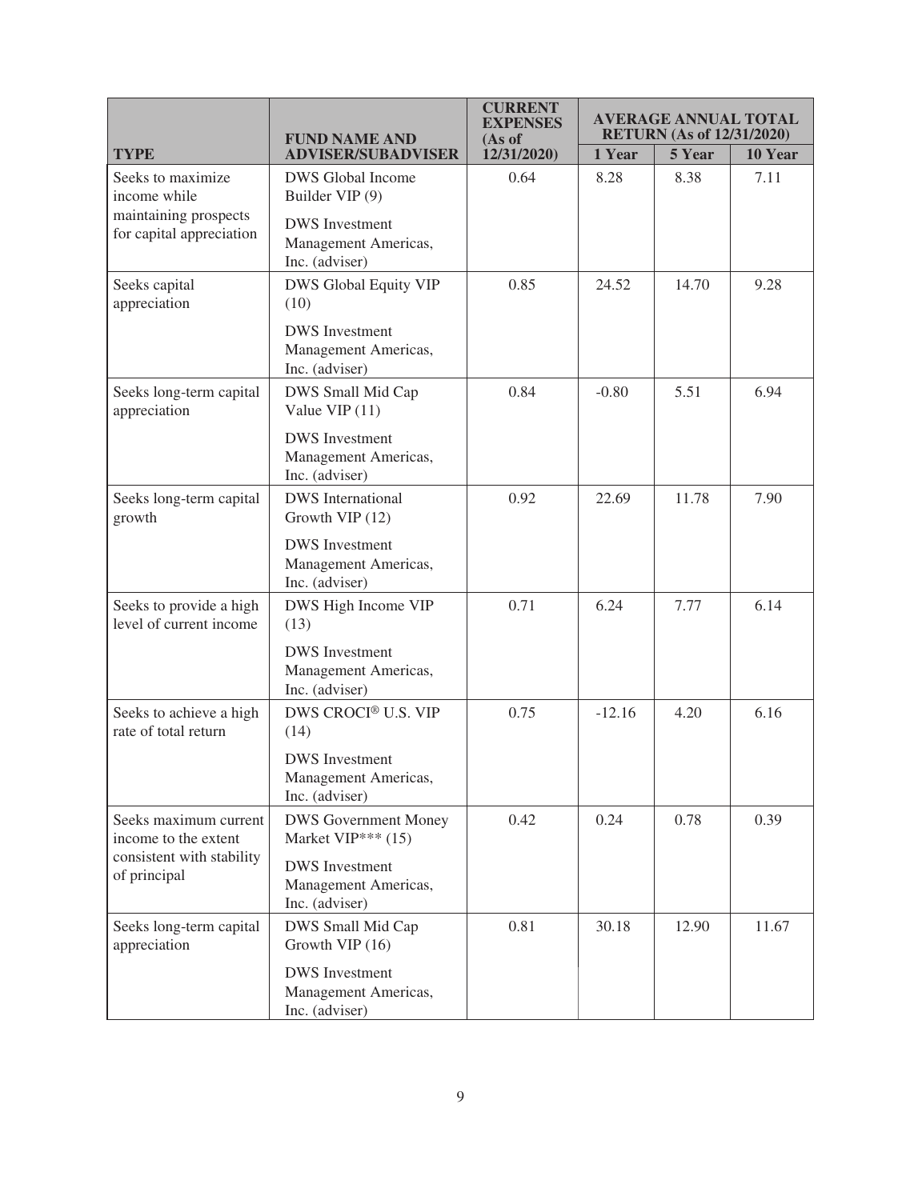| TYPE | FUND NAME AND ADVISER/SUBADVISER | CURRENT EXPENSES (As of 12/31/2020) | AVERAGE ANNUAL TOTAL RETURN (As of 12/31/2020) | | |
|---|---|---|---|---|---|
| | | | 1 Year | 5 Year | 10 Year |
| Seeks to maximize income while maintaining prospects for capital appreciation | DWS Global Income Builder VIP (9)<br><br>DWS Investment Management Americas, Inc. (adviser) | 0.64 | 8.28 | 8.38 | 7.11 |
| Seeks capital appreciation | DWS Global Equity VIP (10)<br><br>DWS Investment Management Americas, Inc. (adviser) | 0.85 | 24.52 | 14.70 | 9.28 |
| Seeks long-term capital appreciation | DWS Small Mid Cap Value VIP (11)<br><br>DWS Investment Management Americas, Inc. (adviser) | 0.84 | -0.80 | 5.51 | 6.94 |
| Seeks long-term capital growth | DWS International Growth VIP (12)<br><br>DWS Investment Management Americas, Inc. (adviser) | 0.92 | 22.69 | 11.78 | 7.90 |
| Seeks to provide a high level of current income | DWS High Income VIP (13)<br><br>DWS Investment Management Americas, Inc. (adviser) | 0.71 | 6.24 | 7.77 | 6.14 |
| Seeks to achieve a high rate of total return | DWS CROCI® U.S. VIP (14)<br><br>DWS Investment Management Americas, Inc. (adviser) | 0.75 | -12.16 | 4.20 | 6.16 |
| Seeks maximum current income to the extent consistent with stability of principal | DWS Government Money Market VIP*** (15)<br><br>DWS Investment Management Americas, Inc. (adviser) | 0.42 | 0.24 | 0.78 | 0.39 |
| Seeks long-term capital appreciation | DWS Small Mid Cap Growth VIP (16)<br><br>DWS Investment Management Americas, Inc. (adviser) | 0.81 | 30.18 | 12.90 | 11.67 |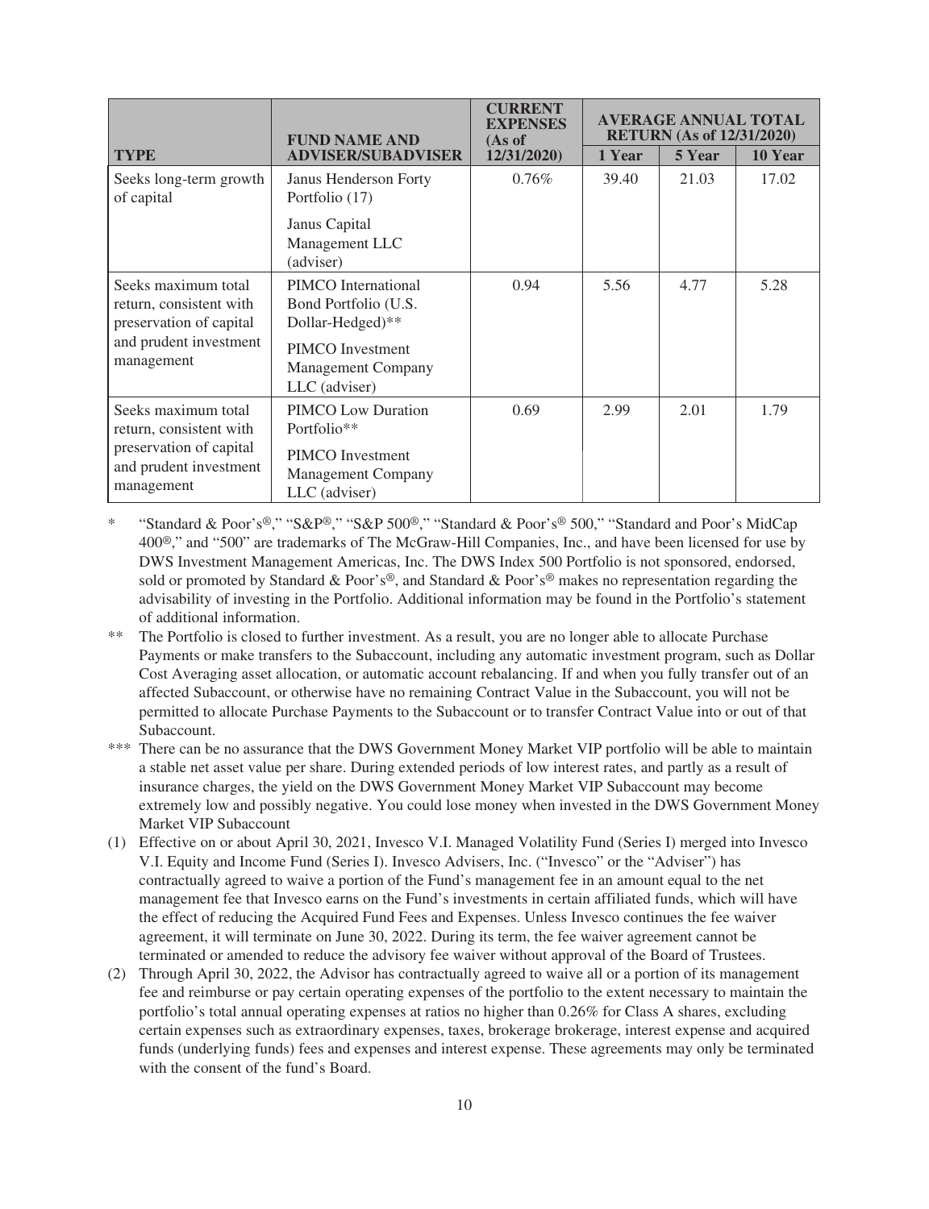| TYPE | FUND NAME AND ADVISER/SUBADVISER | CURRENT EXPENSES (As of 12/31/2020) | AVERAGE ANNUAL TOTAL RETURN (As of 12/31/2020) | | |
|---|---|---|---|---|---|
| | | | 1 Year | 5 Year | 10 Year |
| Seeks long-term growth of capital | Janus Henderson Forty Portfolio (17)<br><br>Janus Capital Management LLC (adviser) | 0.76% | 39.40 | 21.03 | 17.02 |
| Seeks maximum total return, consistent with preservation of capital and prudent investment management | PIMCO International Bond Portfolio (U.S. Dollar-Hedged)**<br><br>PIMCO Investment Management Company LLC (adviser) | 0.94 | 5.56 | 4.77 | 5.28 |
| Seeks maximum total return, consistent with preservation of capital and prudent investment management | PIMCO Low Duration Portfolio**<br><br>PIMCO Investment Management Company LLC (adviser) | 0.69 | 2.99 | 2.01 | 1.79 |

\* "Standard & Poor's®," "S&P®," "S&P 500®," "Standard & Poor's® 500," "Standard and Poor's MidCap 400®," and "500" are trademarks of The McGraw-Hill Companies, Inc., and have been licensed for use by DWS Investment Management Americas, Inc. The DWS Index 500 Portfolio is not sponsored, endorsed, sold or promoted by Standard & Poor's®, and Standard & Poor's® makes no representation regarding the advisability of investing in the Portfolio. Additional information may be found in the Portfolio's statement of additional information.

** The Portfolio is closed to further investment. As a result, you are no longer able to allocate Purchase Payments or make transfers to the Subaccount, including any automatic investment program, such as Dollar Cost Averaging asset allocation, or automatic account rebalancing. If and when you fully transfer out of an affected Subaccount, or otherwise have no remaining Contract Value in the Subaccount, you will not be permitted to allocate Purchase Payments to the Subaccount or to transfer Contract Value into or out of that Subaccount.

*** There can be no assurance that the DWS Government Money Market VIP portfolio will be able to maintain a stable net asset value per share. During extended periods of low interest rates, and partly as a result of insurance charges, the yield on the DWS Government Money Market VIP Subaccount may become extremely low and possibly negative. You could lose money when invested in the DWS Government Money Market VIP Subaccount

(1) Effective on or about April 30, 2021, Invesco V.I. Managed Volatility Fund (Series I) merged into Invesco V.I. Equity and Income Fund (Series I). Invesco Advisers, Inc. ("Invesco" or the "Adviser") has contractually agreed to waive a portion of the Fund's management fee in an amount equal to the net management fee that Invesco earns on the Fund's investments in certain affiliated funds, which will have the effect of reducing the Acquired Fund Fees and Expenses. Unless Invesco continues the fee waiver agreement, it will terminate on June 30, 2022. During its term, the fee waiver agreement cannot be terminated or amended to reduce the advisory fee waiver without approval of the Board of Trustees.

(2) Through April 30, 2022, the Advisor has contractually agreed to waive all or a portion of its management fee and reimburse or pay certain operating expenses of the portfolio to the extent necessary to maintain the portfolio's total annual operating expenses at ratios no higher than 0.26% for Class A shares, excluding certain expenses such as extraordinary expenses, taxes, brokerage brokerage, interest expense and acquired funds (underlying funds) fees and expenses and interest expense. These agreements may only be terminated with the consent of the fund's Board.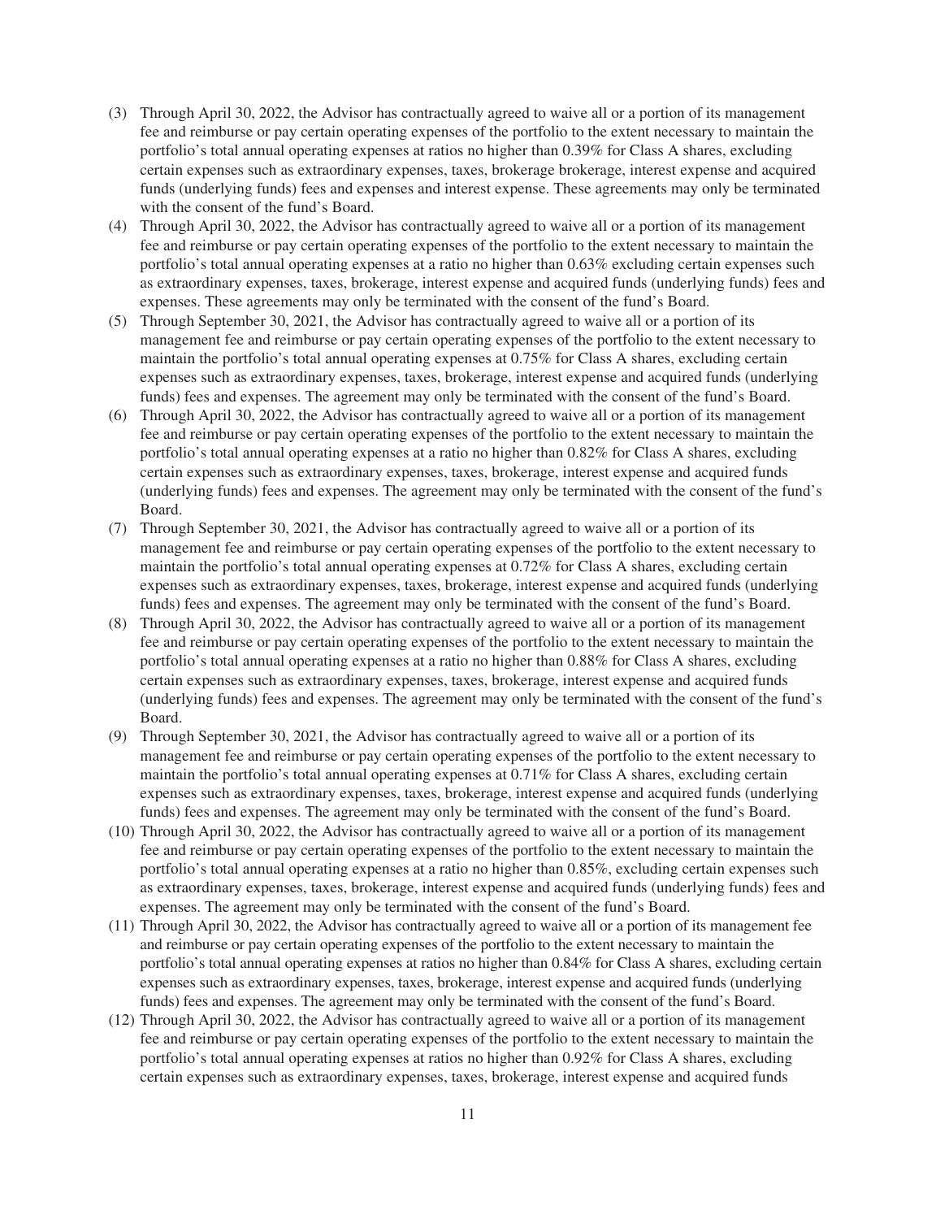(3) Through April 30, 2022, the Advisor has contractually agreed to waive all or a portion of its management fee and reimburse or pay certain operating expenses of the portfolio to the extent necessary to maintain the portfolio's total annual operating expenses at ratios no higher than 0.39% for Class A shares, excluding certain expenses such as extraordinary expenses, taxes, brokerage brokerage, interest expense and acquired funds (underlying funds) fees and expenses and interest expense. These agreements may only be terminated with the consent of the fund's Board.

(4) Through April 30, 2022, the Advisor has contractually agreed to waive all or a portion of its management fee and reimburse or pay certain operating expenses of the portfolio to the extent necessary to maintain the portfolio's total annual operating expenses at a ratio no higher than 0.63% excluding certain expenses such as extraordinary expenses, taxes, brokerage, interest expense and acquired funds (underlying funds) fees and expenses. These agreements may only be terminated with the consent of the fund's Board.

(5) Through September 30, 2021, the Advisor has contractually agreed to waive all or a portion of its management fee and reimburse or pay certain operating expenses of the portfolio to the extent necessary to maintain the portfolio's total annual operating expenses at 0.75% for Class A shares, excluding certain expenses such as extraordinary expenses, taxes, brokerage, interest expense and acquired funds (underlying funds) fees and expenses. The agreement may only be terminated with the consent of the fund's Board.

(6) Through April 30, 2022, the Advisor has contractually agreed to waive all or a portion of its management fee and reimburse or pay certain operating expenses of the portfolio to the extent necessary to maintain the portfolio's total annual operating expenses at a ratio no higher than 0.82% for Class A shares, excluding certain expenses such as extraordinary expenses, taxes, brokerage, interest expense and acquired funds (underlying funds) fees and expenses. The agreement may only be terminated with the consent of the fund's Board.

(7) Through September 30, 2021, the Advisor has contractually agreed to waive all or a portion of its management fee and reimburse or pay certain operating expenses of the portfolio to the extent necessary to maintain the portfolio's total annual operating expenses at 0.72% for Class A shares, excluding certain expenses such as extraordinary expenses, taxes, brokerage, interest expense and acquired funds (underlying funds) fees and expenses. The agreement may only be terminated with the consent of the fund's Board.

(8) Through April 30, 2022, the Advisor has contractually agreed to waive all or a portion of its management fee and reimburse or pay certain operating expenses of the portfolio to the extent necessary to maintain the portfolio's total annual operating expenses at a ratio no higher than 0.88% for Class A shares, excluding certain expenses such as extraordinary expenses, taxes, brokerage, interest expense and acquired funds (underlying funds) fees and expenses. The agreement may only be terminated with the consent of the fund's Board.

(9) Through September 30, 2021, the Advisor has contractually agreed to waive all or a portion of its management fee and reimburse or pay certain operating expenses of the portfolio to the extent necessary to maintain the portfolio's total annual operating expenses at 0.71% for Class A shares, excluding certain expenses such as extraordinary expenses, taxes, brokerage, interest expense and acquired funds (underlying funds) fees and expenses. The agreement may only be terminated with the consent of the fund's Board.

(10) Through April 30, 2022, the Advisor has contractually agreed to waive all or a portion of its management fee and reimburse or pay certain operating expenses of the portfolio to the extent necessary to maintain the portfolio's total annual operating expenses at a ratio no higher than 0.85%, excluding certain expenses such as extraordinary expenses, taxes, brokerage, interest expense and acquired funds (underlying funds) fees and expenses. The agreement may only be terminated with the consent of the fund's Board.

(11) Through April 30, 2022, the Advisor has contractually agreed to waive all or a portion of its management fee and reimburse or pay certain operating expenses of the portfolio to the extent necessary to maintain the portfolio's total annual operating expenses at ratios no higher than 0.84% for Class A shares, excluding certain expenses such as extraordinary expenses, taxes, brokerage, interest expense and acquired funds (underlying funds) fees and expenses. The agreement may only be terminated with the consent of the fund's Board.

(12) Through April 30, 2022, the Advisor has contractually agreed to waive all or a portion of its management fee and reimburse or pay certain operating expenses of the portfolio to the extent necessary to maintain the portfolio's total annual operating expenses at ratios no higher than 0.92% for Class A shares, excluding certain expenses such as extraordinary expenses, taxes, brokerage, interest expense and acquired funds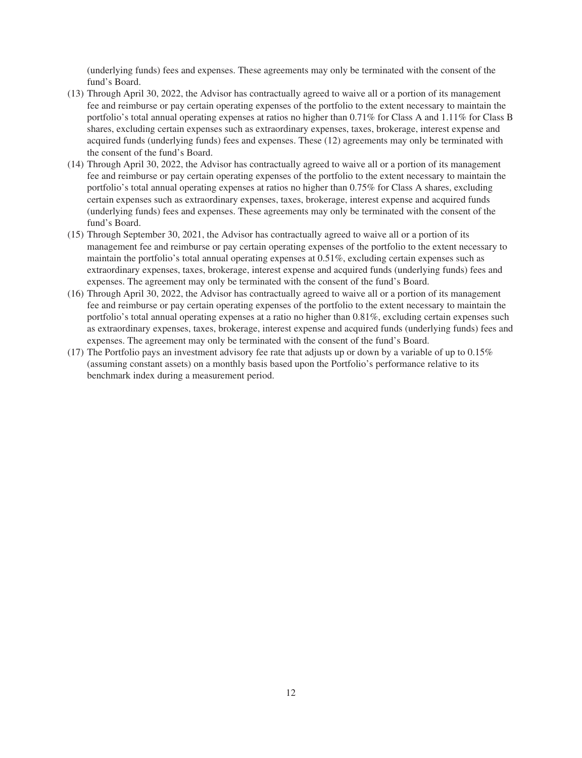(underlying funds) fees and expenses. These agreements may only be terminated with the consent of the fund's Board.

(13) Through April 30, 2022, the Advisor has contractually agreed to waive all or a portion of its management fee and reimburse or pay certain operating expenses of the portfolio to the extent necessary to maintain the portfolio's total annual operating expenses at ratios no higher than 0.71% for Class A and 1.11% for Class B shares, excluding certain expenses such as extraordinary expenses, taxes, brokerage, interest expense and acquired funds (underlying funds) fees and expenses. These (12) agreements may only be terminated with the consent of the fund's Board.

(14) Through April 30, 2022, the Advisor has contractually agreed to waive all or a portion of its management fee and reimburse or pay certain operating expenses of the portfolio to the extent necessary to maintain the portfolio's total annual operating expenses at ratios no higher than 0.75% for Class A shares, excluding certain expenses such as extraordinary expenses, taxes, brokerage, interest expense and acquired funds (underlying funds) fees and expenses. These agreements may only be terminated with the consent of the fund's Board.

(15) Through September 30, 2021, the Advisor has contractually agreed to waive all or a portion of its management fee and reimburse or pay certain operating expenses of the portfolio to the extent necessary to maintain the portfolio's total annual operating expenses at 0.51%, excluding certain expenses such as extraordinary expenses, taxes, brokerage, interest expense and acquired funds (underlying funds) fees and expenses. The agreement may only be terminated with the consent of the fund's Board.

(16) Through April 30, 2022, the Advisor has contractually agreed to waive all or a portion of its management fee and reimburse or pay certain operating expenses of the portfolio to the extent necessary to maintain the portfolio's total annual operating expenses at a ratio no higher than 0.81%, excluding certain expenses such as extraordinary expenses, taxes, brokerage, interest expense and acquired funds (underlying funds) fees and expenses. The agreement may only be terminated with the consent of the fund's Board.

(17) The Portfolio pays an investment advisory fee rate that adjusts up or down by a variable of up to 0.15% (assuming constant assets) on a monthly basis based upon the Portfolio's performance relative to its benchmark index during a measurement period.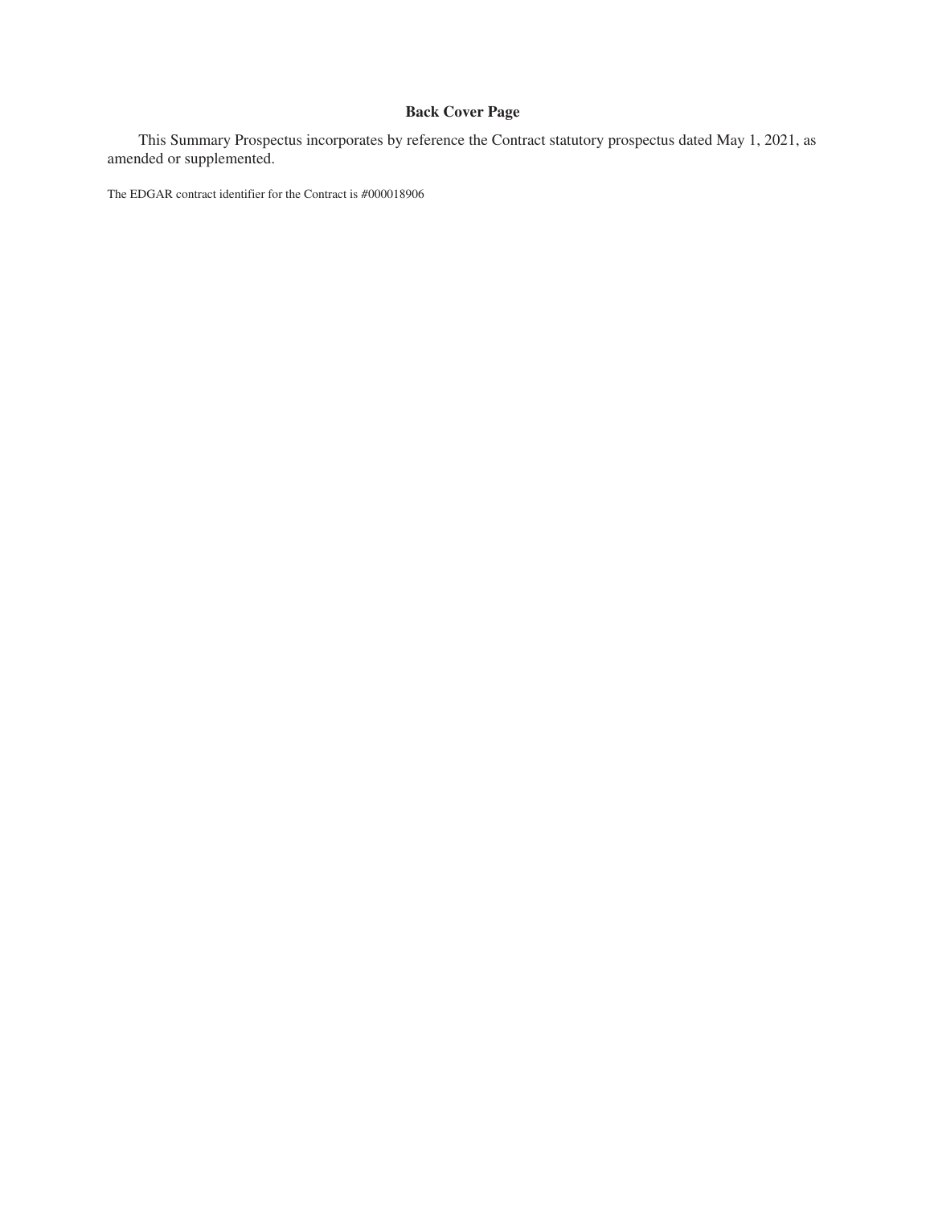## Back Cover Page

This Summary Prospectus incorporates by reference the Contract statutory prospectus dated May 1, 2021, as amended or supplemented.

The EDGAR contract identifier for the Contract is #000018906